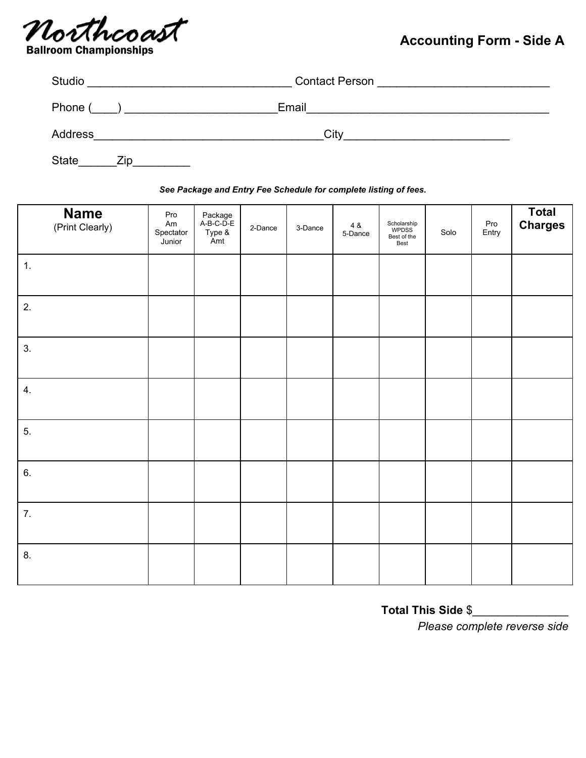# Northcoast
**Ballroom Championships**

## Accounting Form - Side A

Studio ______________________________ Contact Person _________________________

Phone (____) ______________________Email___________________________________

Address_________________________________City________________________

State______Zip_________

***See Package and Entry Fee Schedule for complete listing of fees.***

| **Name** (Print Clearly) | Pro Am Spectator Junior | Package A-B-C-D-E Type & Amt | 2-Dance | 3-Dance | 4 & 5-Dance | Scholarship WPDSS Best of the Best | Solo | Pro Entry | **Total Charges** |
|---|---|---|---|---|---|---|---|---|---|
| 1. | | | | | | | | | |
| 2. | | | | | | | | | |
| 3. | | | | | | | | | |
| 4. | | | | | | | | | |
| 5. | | | | | | | | | |
| 6. | | | | | | | | | |
| 7. | | | | | | | | | |
| 8. | | | | | | | | | |

**Total This Side** $______________

*Please complete reverse side*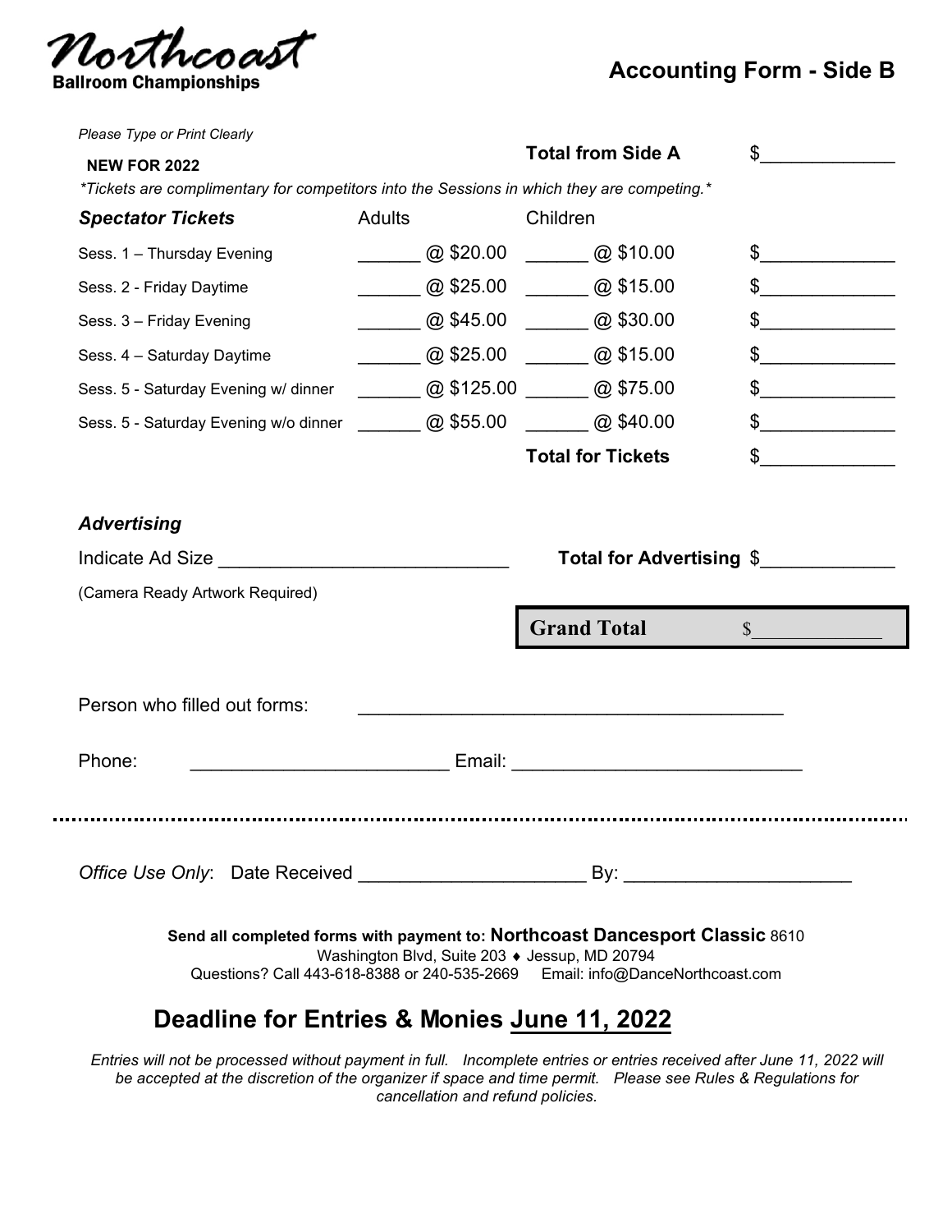**Northcoast**
**Ballroom Championships**

## Accounting Form - Side B

*Please Type or Print Clearly*

**NEW FOR 2022**

**Total from Side A** $_____________

*\*Tickets are complimentary for competitors into the Sessions in which they are competing.\**

| ***Spectator Tickets*** | Adults | Children | |
|---|---|---|---|
| Sess. 1 – Thursday Evening | ______ @ $20.00 | ______ @ $10.00 | $_____________ |
| Sess. 2 - Friday Daytime | ______ @ $25.00 | ______ @ $15.00 | $_____________ |
| Sess. 3 – Friday Evening | ______ @ $45.00 | ______ @ $30.00 | $_____________ |
| Sess. 4 – Saturday Daytime | ______ @ $25.00 | ______ @ $15.00 | $_____________ |
| Sess. 5 - Saturday Evening w/ dinner | ______ @ $125.00 | ______ @ $75.00 | $_____________ |
| Sess. 5 - Saturday Evening w/o dinner | ______ @ $55.00 | ______ @ $40.00 | $_____________ |
| | | **Total for Tickets** | $_____________ |

### *Advertising*

Indicate Ad Size ___________________________ **Total for Advertising** $_____________

(Camera Ready Artwork Required)

**Grand Total** $_____________

Person who filled out forms: ________________________________________

Phone: ________________________ Email: ___________________________

*Office Use Only*: Date Received _____________________ By: _____________________

**Send all completed forms with payment to: Northcoast Dancesport Classic** 8610 Washington Blvd, Suite 203 ♦ Jessup, MD 20794
Questions? Call 443-618-8388 or 240-535-2669 Email: info@DanceNorthcoast.com

## Deadline for Entries & Monies June 11, 2022

*Entries will not be processed without payment in full. Incomplete entries or entries received after June 11, 2022 will be accepted at the discretion of the organizer if space and time permit. Please see Rules & Regulations for cancellation and refund policies.*